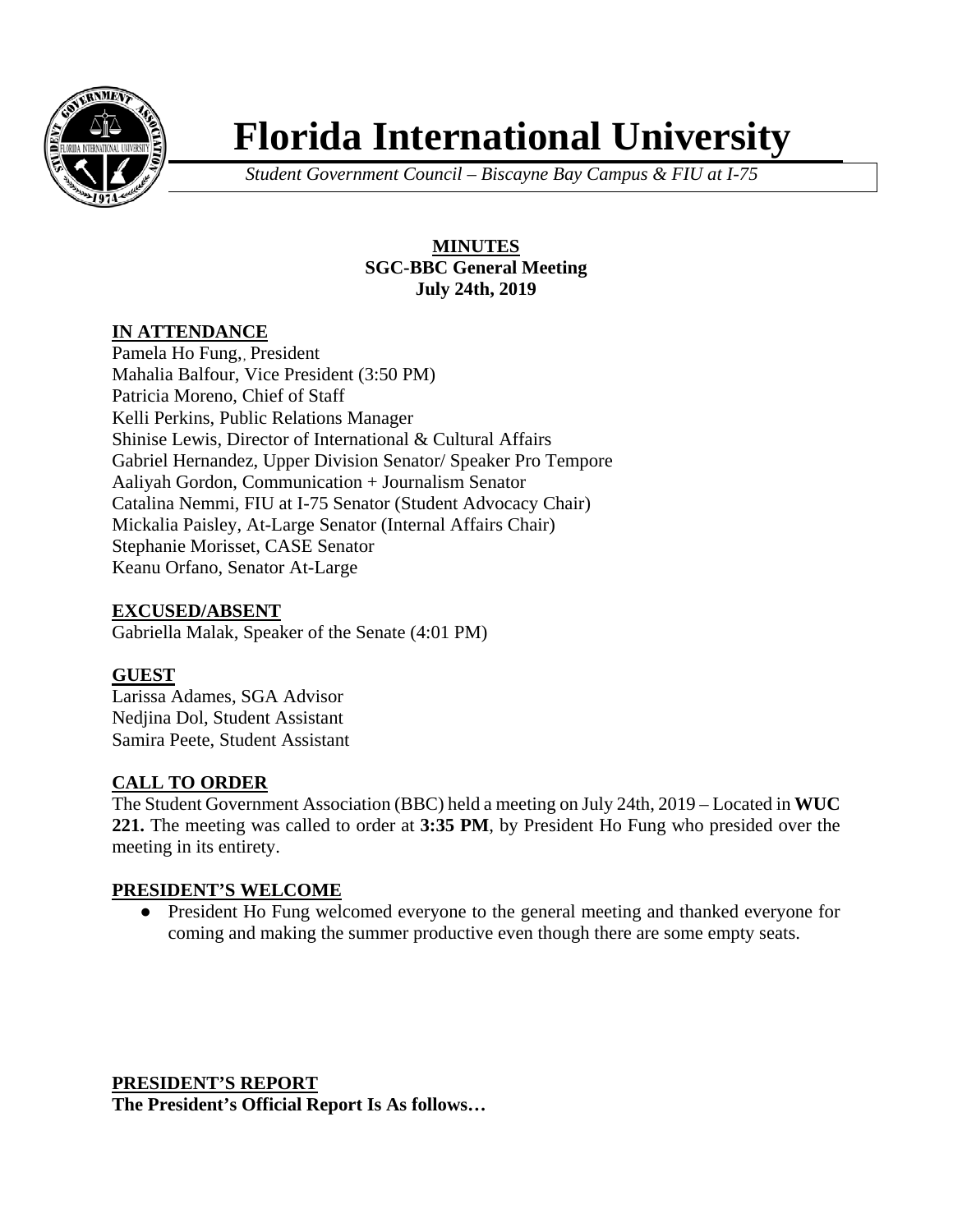# Florida International University

*Student Government Council – Biscayne Bay Campus & FIU at I-75*

**MINUTES**
**SGC-BBC General Meeting**
**July 24th, 2019**

## IN ATTENDANCE

Pamela Ho Fung,, President
Mahalia Balfour, Vice President (3:50 PM)
Patricia Moreno, Chief of Staff
Kelli Perkins, Public Relations Manager
Shinise Lewis, Director of International & Cultural Affairs
Gabriel Hernandez, Upper Division Senator/ Speaker Pro Tempore
Aaliyah Gordon, Communication + Journalism Senator
Catalina Nemmi, FIU at I-75 Senator (Student Advocacy Chair)
Mickalia Paisley, At-Large Senator (Internal Affairs Chair)
Stephanie Morisset, CASE Senator
Keanu Orfano, Senator At-Large

## EXCUSED/ABSENT

Gabriella Malak, Speaker of the Senate (4:01 PM)

## GUEST

Larissa Adames, SGA Advisor
Nedjina Dol, Student Assistant
Samira Peete, Student Assistant

## CALL TO ORDER

The Student Government Association (BBC) held a meeting on July 24th, 2019 – Located in **WUC 221.** The meeting was called to order at **3:35 PM**, by President Ho Fung who presided over the meeting in its entirety.

## PRESIDENT'S WELCOME

- President Ho Fung welcomed everyone to the general meeting and thanked everyone for coming and making the summer productive even though there are some empty seats.

## PRESIDENT'S REPORT

**The President's Official Report Is As follows…**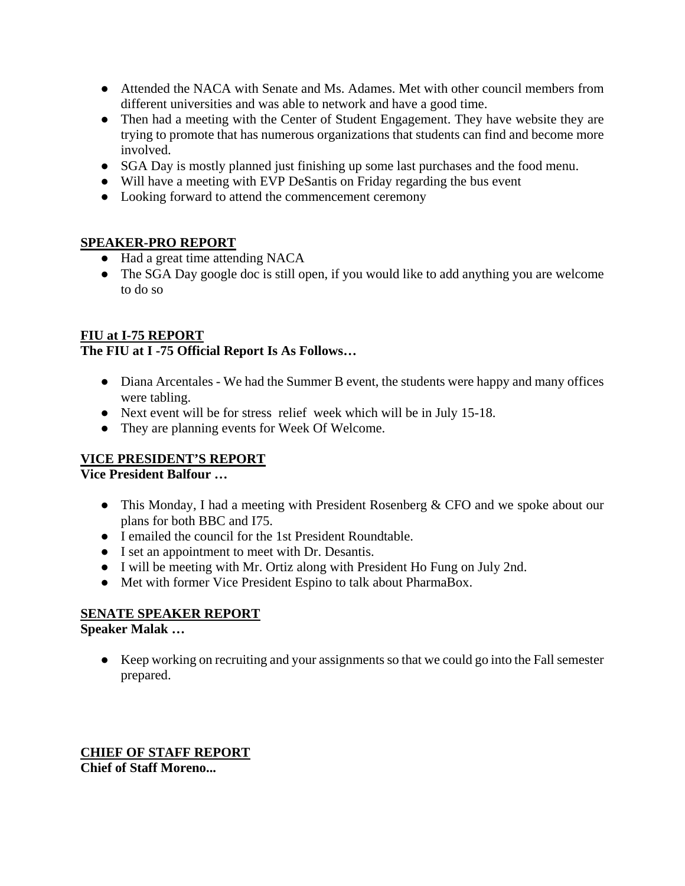- Attended the NACA with Senate and Ms. Adames. Met with other council members from different universities and was able to network and have a good time.
- Then had a meeting with the Center of Student Engagement. They have website they are trying to promote that has numerous organizations that students can find and become more involved.
- SGA Day is mostly planned just finishing up some last purchases and the food menu.
- Will have a meeting with EVP DeSantis on Friday regarding the bus event
- Looking forward to attend the commencement ceremony

## SPEAKER-PRO REPORT

- Had a great time attending NACA
- The SGA Day google doc is still open, if you would like to add anything you are welcome to do so

## FIU at I-75 REPORT

**The FIU at I -75 Official Report Is As Follows…**

- Diana Arcentales - We had the Summer B event, the students were happy and many offices were tabling.
- Next event will be for stress relief week which will be in July 15-18.
- They are planning events for Week Of Welcome.

## VICE PRESIDENT'S REPORT

**Vice President Balfour …**

- This Monday, I had a meeting with President Rosenberg & CFO and we spoke about our plans for both BBC and I75.
- I emailed the council for the 1st President Roundtable.
- I set an appointment to meet with Dr. Desantis.
- I will be meeting with Mr. Ortiz along with President Ho Fung on July 2nd.
- Met with former Vice President Espino to talk about PharmaBox.

## SENATE SPEAKER REPORT

**Speaker Malak …**

- Keep working on recruiting and your assignments so that we could go into the Fall semester prepared.

## CHIEF OF STAFF REPORT

**Chief of Staff Moreno...**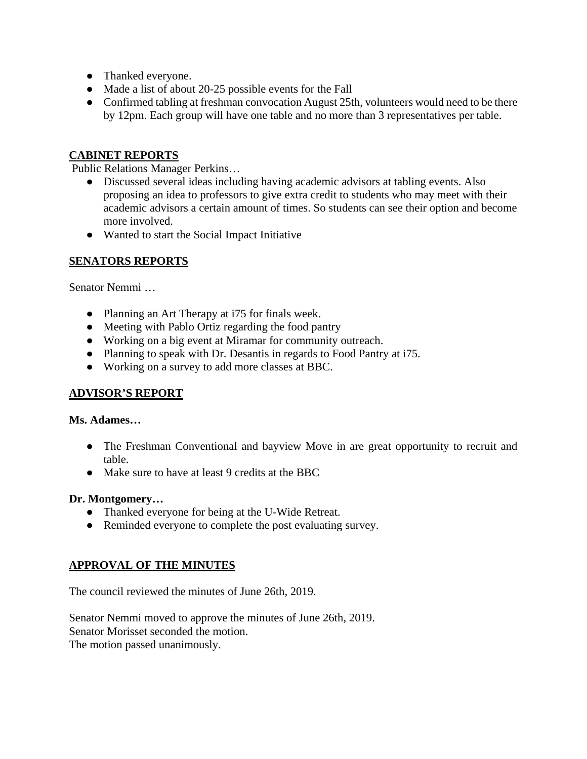- Thanked everyone.
- Made a list of about 20-25 possible events for the Fall
- Confirmed tabling at freshman convocation August 25th, volunteers would need to be there by 12pm. Each group will have one table and no more than 3 representatives per table.

## CABINET REPORTS

Public Relations Manager Perkins…

- Discussed several ideas including having academic advisors at tabling events. Also proposing an idea to professors to give extra credit to students who may meet with their academic advisors a certain amount of times. So students can see their option and become more involved.
- Wanted to start the Social Impact Initiative

## SENATORS REPORTS

Senator Nemmi …

- Planning an Art Therapy at i75 for finals week.
- Meeting with Pablo Ortiz regarding the food pantry
- Working on a big event at Miramar for community outreach.
- Planning to speak with Dr. Desantis in regards to Food Pantry at i75.
- Working on a survey to add more classes at BBC.

## ADVISOR'S REPORT

**Ms. Adames…**

- The Freshman Conventional and bayview Move in are great opportunity to recruit and table.
- Make sure to have at least 9 credits at the BBC

**Dr. Montgomery…**

- Thanked everyone for being at the U-Wide Retreat.
- Reminded everyone to complete the post evaluating survey.

## APPROVAL OF THE MINUTES

The council reviewed the minutes of June 26th, 2019.

Senator Nemmi moved to approve the minutes of June 26th, 2019.
Senator Morisset seconded the motion.
The motion passed unanimously.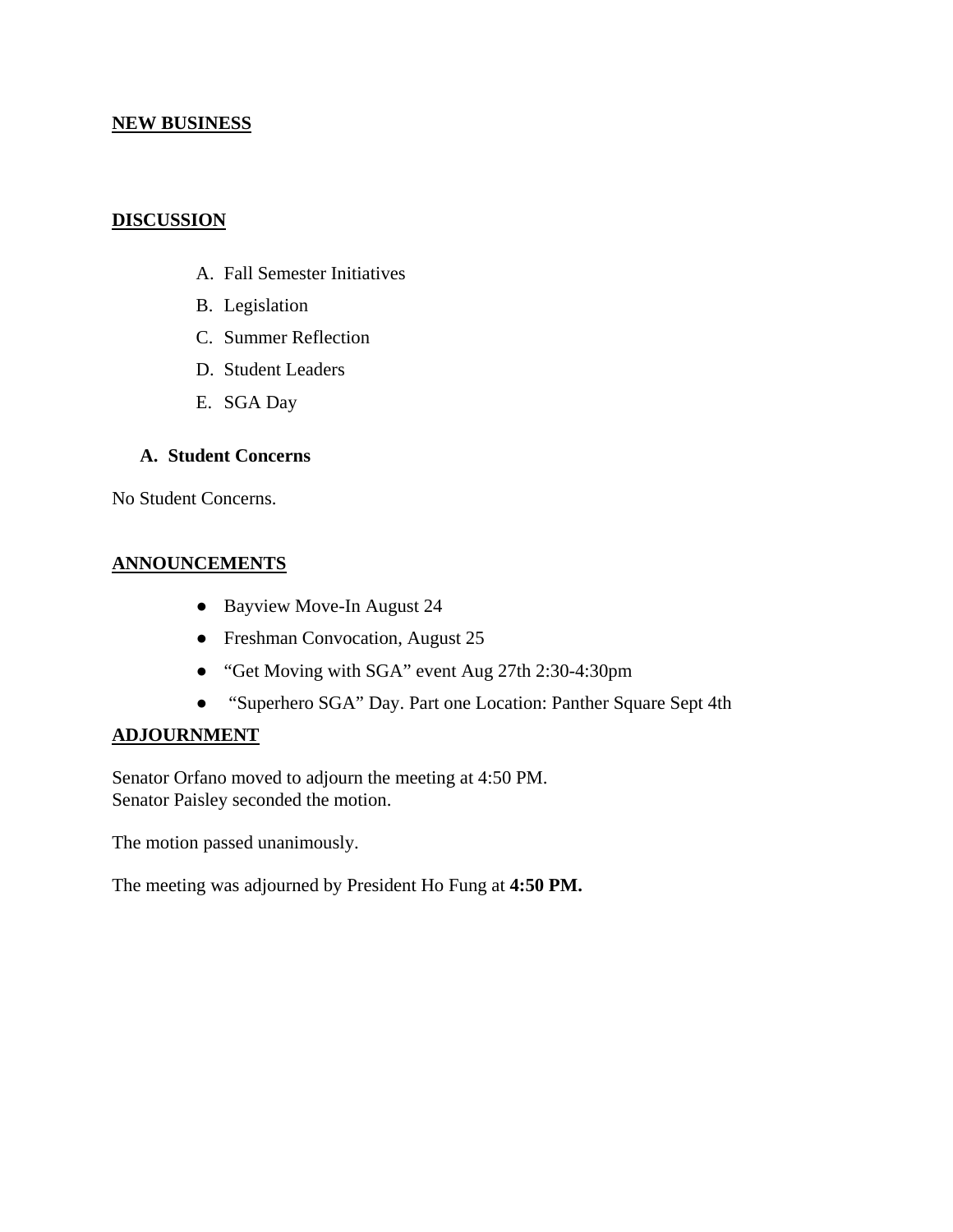**NEW BUSINESS**

**DISCUSSION**

A. Fall Semester Initiatives
B. Legislation
C. Summer Reflection
D. Student Leaders
E. SGA Day

**A. Student Concerns**

No Student Concerns.

**ANNOUNCEMENTS**

- Bayview Move-In August 24
- Freshman Convocation, August 25
- "Get Moving with SGA" event Aug 27th 2:30-4:30pm
- "Superhero SGA" Day. Part one Location: Panther Square Sept 4th

**ADJOURNMENT**

Senator Orfano moved to adjourn the meeting at 4:50 PM.
Senator Paisley seconded the motion.

The motion passed unanimously.

The meeting was adjourned by President Ho Fung at **4:50 PM.**